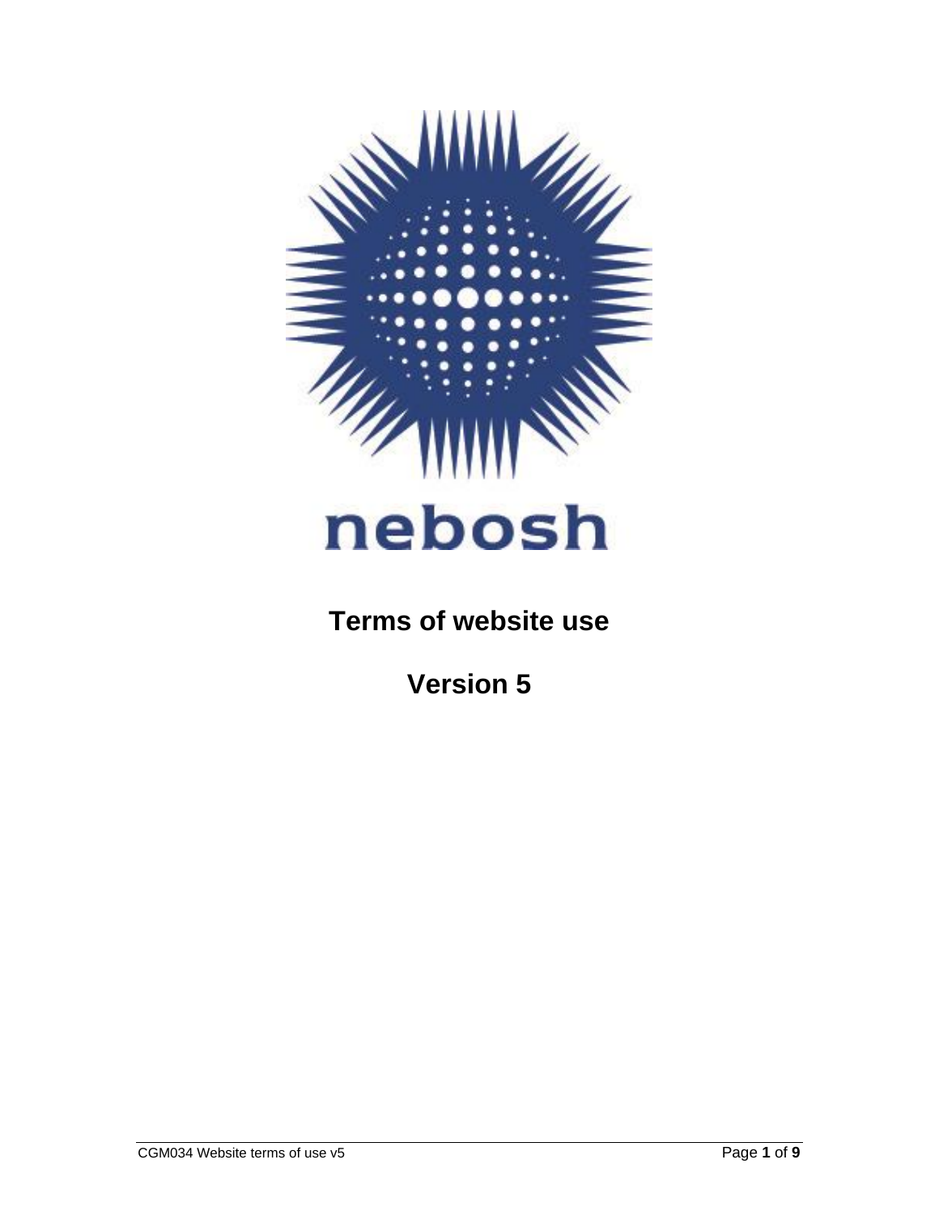nebosh

# Terms of website use

# Version 5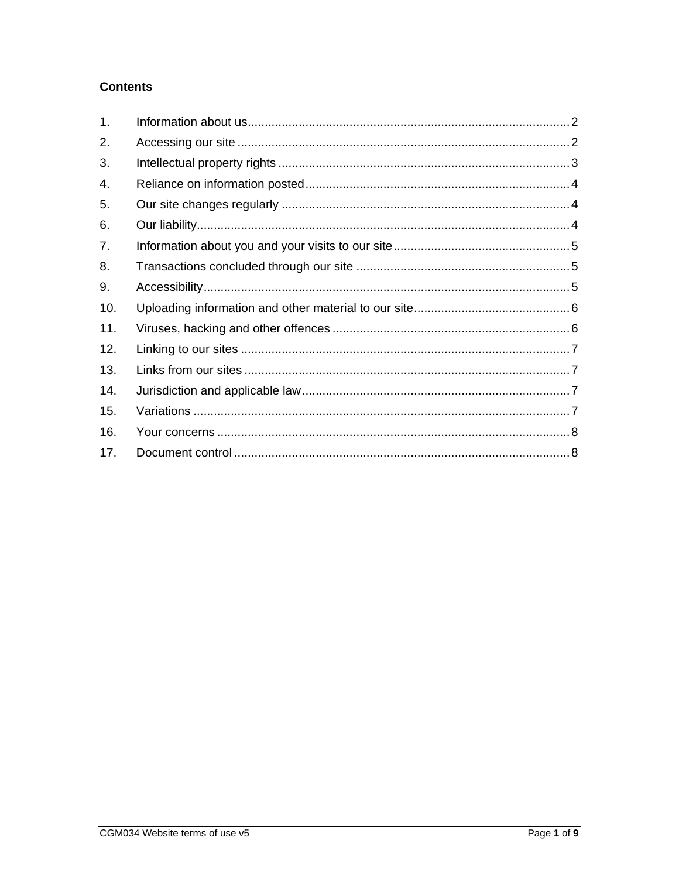**Contents**

1. Information about us .......... 2
2. Accessing our site .......... 2
3. Intellectual property rights .......... 3
4. Reliance on information posted .......... 4
5. Our site changes regularly .......... 4
6. Our liability .......... 4
7. Information about you and your visits to our site .......... 5
8. Transactions concluded through our site .......... 5
9. Accessibility .......... 5
10. Uploading information and other material to our site .......... 6
11. Viruses, hacking and other offences .......... 6
12. Linking to our sites .......... 7
13. Links from our sites .......... 7
14. Jurisdiction and applicable law .......... 7
15. Variations .......... 7
16. Your concerns .......... 8
17. Document control .......... 8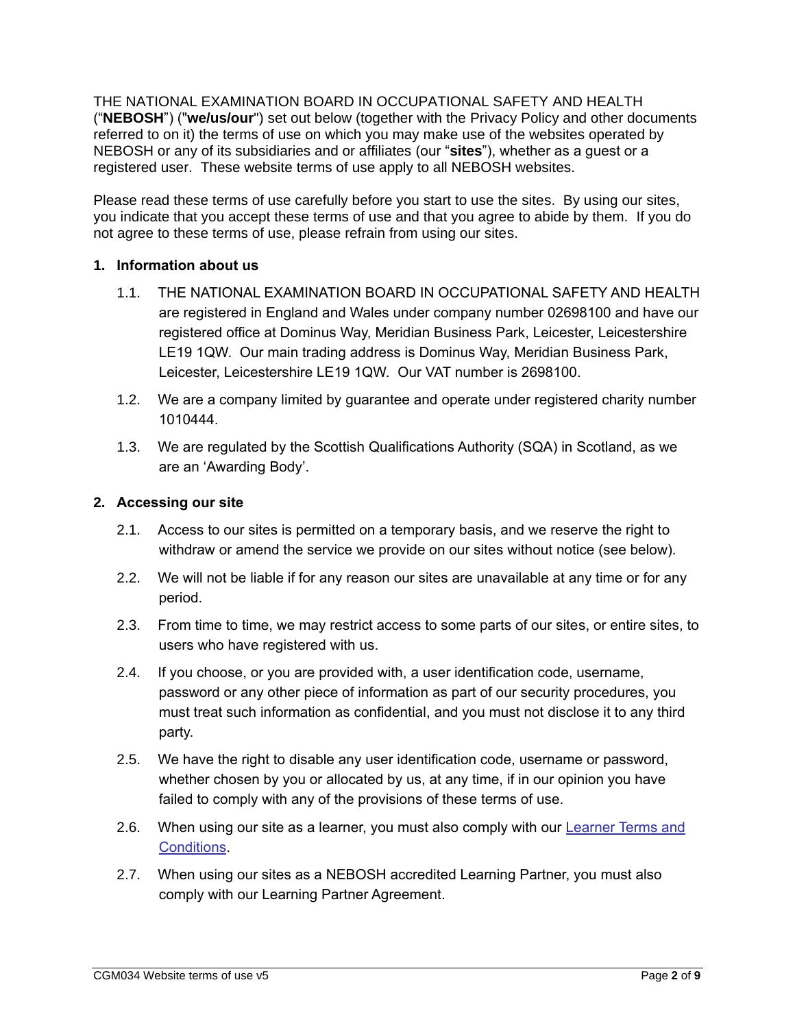THE NATIONAL EXAMINATION BOARD IN OCCUPATIONAL SAFETY AND HEALTH (“**NEBOSH**”) ("**we/us/our**") set out below (together with the Privacy Policy and other documents referred to on it) the terms of use on which you may make use of the websites operated by NEBOSH or any of its subsidiaries and or affiliates (our “**sites**”), whether as a guest or a registered user. These website terms of use apply to all NEBOSH websites.

Please read these terms of use carefully before you start to use the sites. By using our sites, you indicate that you accept these terms of use and that you agree to abide by them. If you do not agree to these terms of use, please refrain from using our sites.

## 1. Information about us

1.1. THE NATIONAL EXAMINATION BOARD IN OCCUPATIONAL SAFETY AND HEALTH are registered in England and Wales under company number 02698100 and have our registered office at Dominus Way, Meridian Business Park, Leicester, Leicestershire LE19 1QW. Our main trading address is Dominus Way, Meridian Business Park, Leicester, Leicestershire LE19 1QW. Our VAT number is 2698100.

1.2. We are a company limited by guarantee and operate under registered charity number 1010444.

1.3. We are regulated by the Scottish Qualifications Authority (SQA) in Scotland, as we are an ‘Awarding Body’.

## 2. Accessing our site

2.1. Access to our sites is permitted on a temporary basis, and we reserve the right to withdraw or amend the service we provide on our sites without notice (see below).

2.2. We will not be liable if for any reason our sites are unavailable at any time or for any period.

2.3. From time to time, we may restrict access to some parts of our sites, or entire sites, to users who have registered with us.

2.4. If you choose, or you are provided with, a user identification code, username, password or any other piece of information as part of our security procedures, you must treat such information as confidential, and you must not disclose it to any third party.

2.5. We have the right to disable any user identification code, username or password, whether chosen by you or allocated by us, at any time, if in our opinion you have failed to comply with any of the provisions of these terms of use.

2.6. When using our site as a learner, you must also comply with our Learner Terms and Conditions.

2.7. When using our sites as a NEBOSH accredited Learning Partner, you must also comply with our Learning Partner Agreement.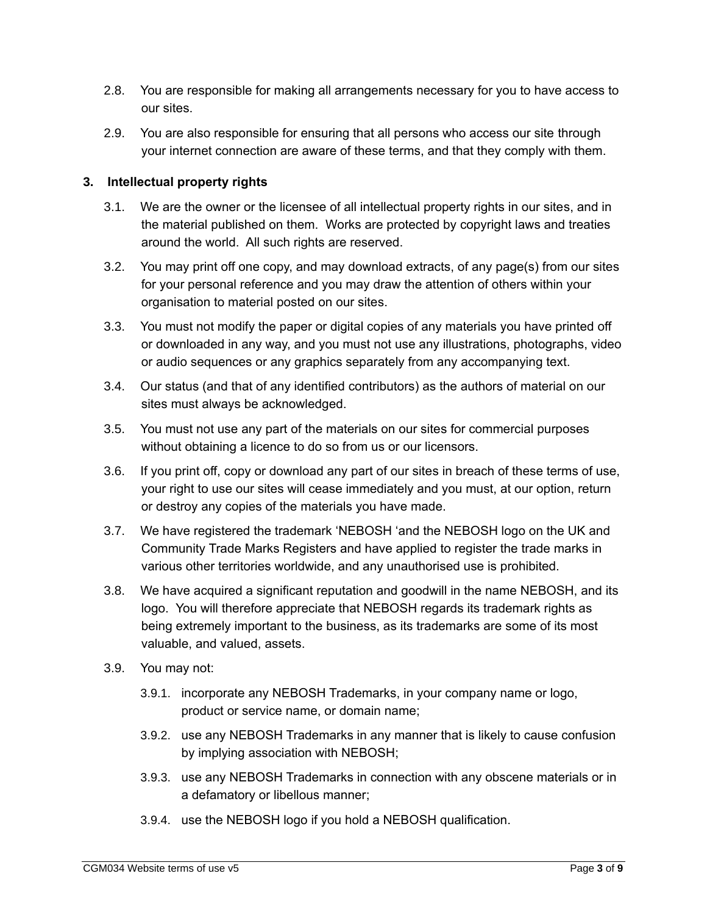2.8. You are responsible for making all arrangements necessary for you to have access to our sites.

2.9. You are also responsible for ensuring that all persons who access our site through your internet connection are aware of these terms, and that they comply with them.

## 3. Intellectual property rights

3.1. We are the owner or the licensee of all intellectual property rights in our sites, and in the material published on them. Works are protected by copyright laws and treaties around the world. All such rights are reserved.

3.2. You may print off one copy, and may download extracts, of any page(s) from our sites for your personal reference and you may draw the attention of others within your organisation to material posted on our sites.

3.3. You must not modify the paper or digital copies of any materials you have printed off or downloaded in any way, and you must not use any illustrations, photographs, video or audio sequences or any graphics separately from any accompanying text.

3.4. Our status (and that of any identified contributors) as the authors of material on our sites must always be acknowledged.

3.5. You must not use any part of the materials on our sites for commercial purposes without obtaining a licence to do so from us or our licensors.

3.6. If you print off, copy or download any part of our sites in breach of these terms of use, your right to use our sites will cease immediately and you must, at our option, return or destroy any copies of the materials you have made.

3.7. We have registered the trademark 'NEBOSH 'and the NEBOSH logo on the UK and Community Trade Marks Registers and have applied to register the trade marks in various other territories worldwide, and any unauthorised use is prohibited.

3.8. We have acquired a significant reputation and goodwill in the name NEBOSH, and its logo. You will therefore appreciate that NEBOSH regards its trademark rights as being extremely important to the business, as its trademarks are some of its most valuable, and valued, assets.

3.9. You may not:

3.9.1. incorporate any NEBOSH Trademarks, in your company name or logo, product or service name, or domain name;

3.9.2. use any NEBOSH Trademarks in any manner that is likely to cause confusion by implying association with NEBOSH;

3.9.3. use any NEBOSH Trademarks in connection with any obscene materials or in a defamatory or libellous manner;

3.9.4. use the NEBOSH logo if you hold a NEBOSH qualification.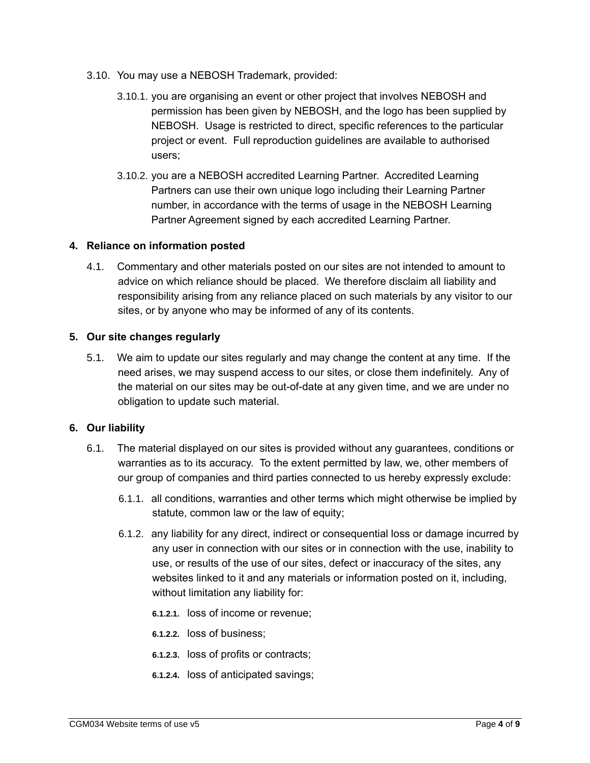3.10. You may use a NEBOSH Trademark, provided:

3.10.1. you are organising an event or other project that involves NEBOSH and permission has been given by NEBOSH, and the logo has been supplied by NEBOSH. Usage is restricted to direct, specific references to the particular project or event. Full reproduction guidelines are available to authorised users;

3.10.2. you are a NEBOSH accredited Learning Partner. Accredited Learning Partners can use their own unique logo including their Learning Partner number, in accordance with the terms of usage in the NEBOSH Learning Partner Agreement signed by each accredited Learning Partner.

## 4. Reliance on information posted

4.1. Commentary and other materials posted on our sites are not intended to amount to advice on which reliance should be placed. We therefore disclaim all liability and responsibility arising from any reliance placed on such materials by any visitor to our sites, or by anyone who may be informed of any of its contents.

## 5. Our site changes regularly

5.1. We aim to update our sites regularly and may change the content at any time. If the need arises, we may suspend access to our sites, or close them indefinitely. Any of the material on our sites may be out-of-date at any given time, and we are under no obligation to update such material.

## 6. Our liability

6.1. The material displayed on our sites is provided without any guarantees, conditions or warranties as to its accuracy. To the extent permitted by law, we, other members of our group of companies and third parties connected to us hereby expressly exclude:

6.1.1. all conditions, warranties and other terms which might otherwise be implied by statute, common law or the law of equity;

6.1.2. any liability for any direct, indirect or consequential loss or damage incurred by any user in connection with our sites or in connection with the use, inability to use, or results of the use of our sites, defect or inaccuracy of the sites, any websites linked to it and any materials or information posted on it, including, without limitation any liability for:

**6.1.2.1.** loss of income or revenue;

**6.1.2.2.** loss of business;

**6.1.2.3.** loss of profits or contracts;

**6.1.2.4.** loss of anticipated savings;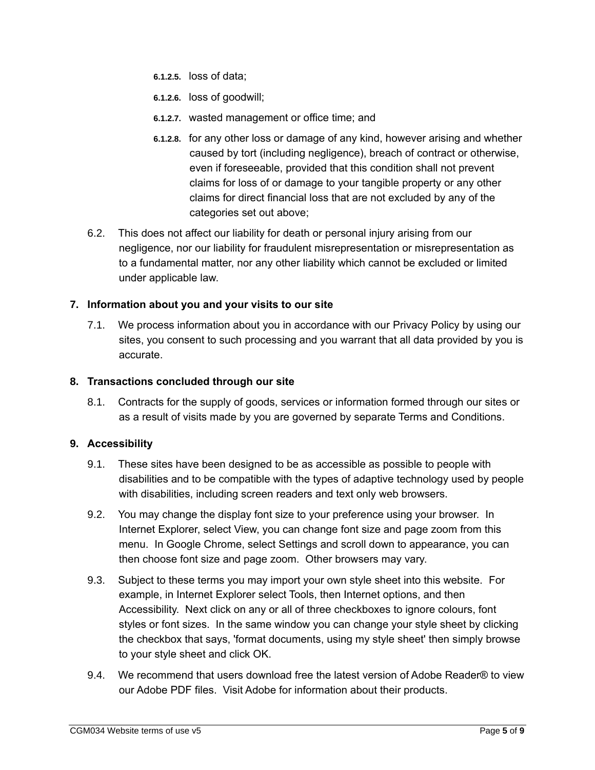6.1.2.5. loss of data;

6.1.2.6. loss of goodwill;

6.1.2.7. wasted management or office time; and

6.1.2.8. for any other loss or damage of any kind, however arising and whether caused by tort (including negligence), breach of contract or otherwise, even if foreseeable, provided that this condition shall not prevent claims for loss of or damage to your tangible property or any other claims for direct financial loss that are not excluded by any of the categories set out above;

6.2. This does not affect our liability for death or personal injury arising from our negligence, nor our liability for fraudulent misrepresentation or misrepresentation as to a fundamental matter, nor any other liability which cannot be excluded or limited under applicable law.

## 7. Information about you and your visits to our site

7.1. We process information about you in accordance with our Privacy Policy by using our sites, you consent to such processing and you warrant that all data provided by you is accurate.

## 8. Transactions concluded through our site

8.1. Contracts for the supply of goods, services or information formed through our sites or as a result of visits made by you are governed by separate Terms and Conditions.

## 9. Accessibility

9.1. These sites have been designed to be as accessible as possible to people with disabilities and to be compatible with the types of adaptive technology used by people with disabilities, including screen readers and text only web browsers.

9.2. You may change the display font size to your preference using your browser. In Internet Explorer, select View, you can change font size and page zoom from this menu. In Google Chrome, select Settings and scroll down to appearance, you can then choose font size and page zoom. Other browsers may vary.

9.3. Subject to these terms you may import your own style sheet into this website. For example, in Internet Explorer select Tools, then Internet options, and then Accessibility. Next click on any or all of three checkboxes to ignore colours, font styles or font sizes. In the same window you can change your style sheet by clicking the checkbox that says, 'format documents, using my style sheet' then simply browse to your style sheet and click OK.

9.4. We recommend that users download free the latest version of Adobe Reader® to view our Adobe PDF files. Visit Adobe for information about their products.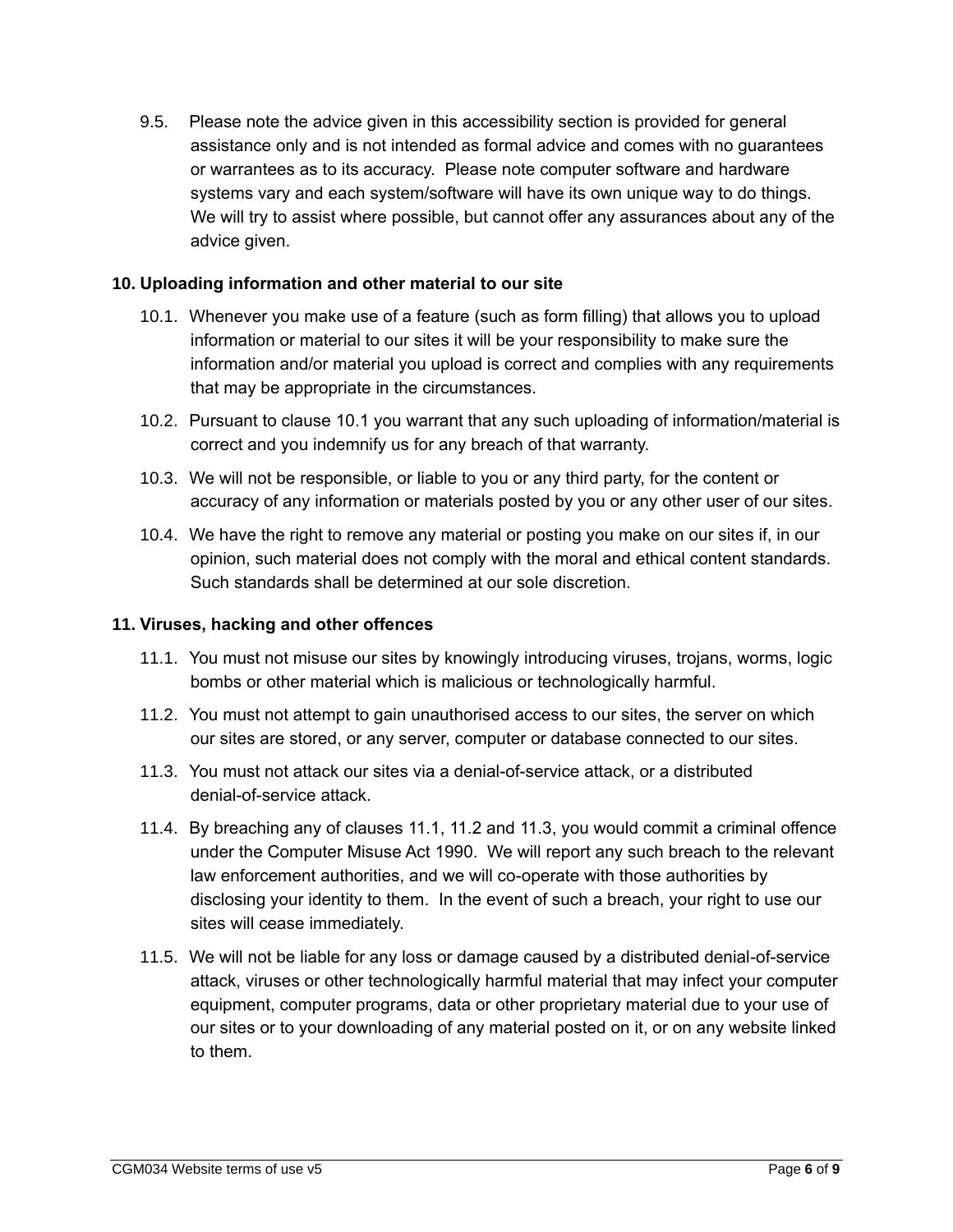9.5. Please note the advice given in this accessibility section is provided for general assistance only and is not intended as formal advice and comes with no guarantees or warrantees as to its accuracy. Please note computer software and hardware systems vary and each system/software will have its own unique way to do things. We will try to assist where possible, but cannot offer any assurances about any of the advice given.

**10. Uploading information and other material to our site**

10.1. Whenever you make use of a feature (such as form filling) that allows you to upload information or material to our sites it will be your responsibility to make sure the information and/or material you upload is correct and complies with any requirements that may be appropriate in the circumstances.

10.2. Pursuant to clause 10.1 you warrant that any such uploading of information/material is correct and you indemnify us for any breach of that warranty.

10.3. We will not be responsible, or liable to you or any third party, for the content or accuracy of any information or materials posted by you or any other user of our sites.

10.4. We have the right to remove any material or posting you make on our sites if, in our opinion, such material does not comply with the moral and ethical content standards. Such standards shall be determined at our sole discretion.

**11. Viruses, hacking and other offences**

11.1. You must not misuse our sites by knowingly introducing viruses, trojans, worms, logic bombs or other material which is malicious or technologically harmful.

11.2. You must not attempt to gain unauthorised access to our sites, the server on which our sites are stored, or any server, computer or database connected to our sites.

11.3. You must not attack our sites via a denial-of-service attack, or a distributed denial-of-service attack.

11.4. By breaching any of clauses 11.1, 11.2 and 11.3, you would commit a criminal offence under the Computer Misuse Act 1990. We will report any such breach to the relevant law enforcement authorities, and we will co-operate with those authorities by disclosing your identity to them. In the event of such a breach, your right to use our sites will cease immediately.

11.5. We will not be liable for any loss or damage caused by a distributed denial-of-service attack, viruses or other technologically harmful material that may infect your computer equipment, computer programs, data or other proprietary material due to your use of our sites or to your downloading of any material posted on it, or on any website linked to them.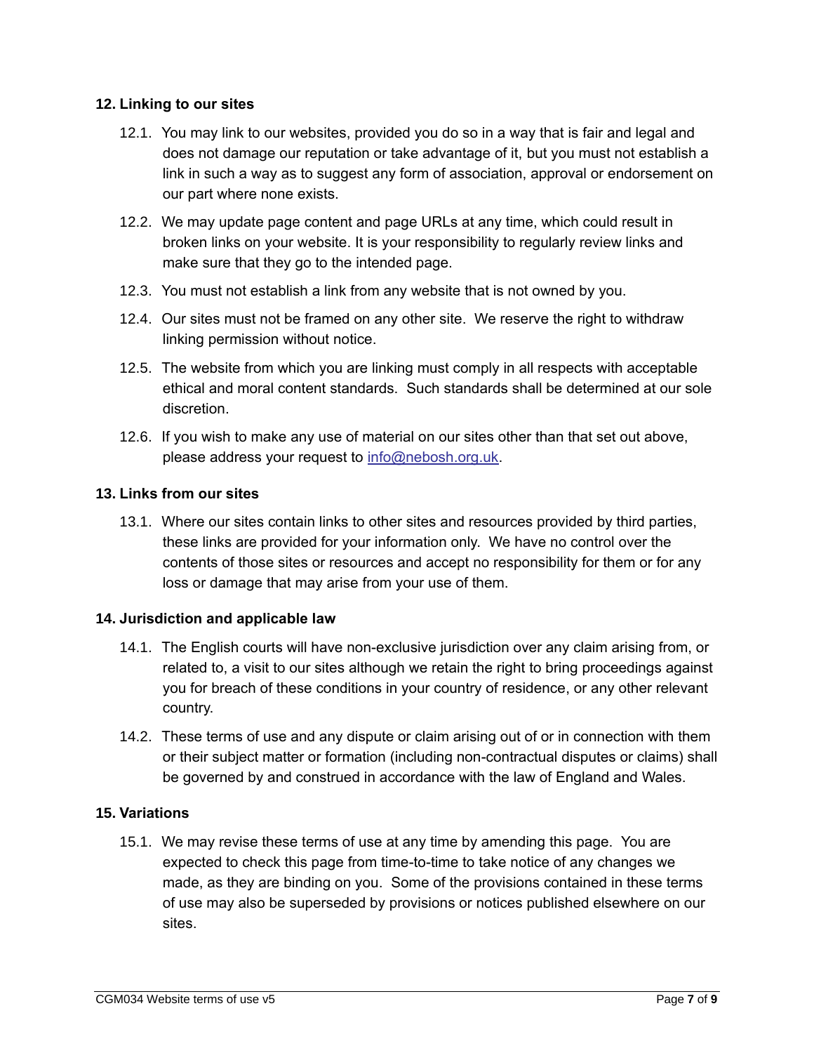## 12. Linking to our sites

12.1. You may link to our websites, provided you do so in a way that is fair and legal and does not damage our reputation or take advantage of it, but you must not establish a link in such a way as to suggest any form of association, approval or endorsement on our part where none exists.

12.2. We may update page content and page URLs at any time, which could result in broken links on your website. It is your responsibility to regularly review links and make sure that they go to the intended page.

12.3. You must not establish a link from any website that is not owned by you.

12.4. Our sites must not be framed on any other site. We reserve the right to withdraw linking permission without notice.

12.5. The website from which you are linking must comply in all respects with acceptable ethical and moral content standards. Such standards shall be determined at our sole discretion.

12.6. If you wish to make any use of material on our sites other than that set out above, please address your request to info@nebosh.org.uk.

## 13. Links from our sites

13.1. Where our sites contain links to other sites and resources provided by third parties, these links are provided for your information only. We have no control over the contents of those sites or resources and accept no responsibility for them or for any loss or damage that may arise from your use of them.

## 14. Jurisdiction and applicable law

14.1. The English courts will have non-exclusive jurisdiction over any claim arising from, or related to, a visit to our sites although we retain the right to bring proceedings against you for breach of these conditions in your country of residence, or any other relevant country.

14.2. These terms of use and any dispute or claim arising out of or in connection with them or their subject matter or formation (including non-contractual disputes or claims) shall be governed by and construed in accordance with the law of England and Wales.

## 15. Variations

15.1. We may revise these terms of use at any time by amending this page. You are expected to check this page from time-to-time to take notice of any changes we made, as they are binding on you. Some of the provisions contained in these terms of use may also be superseded by provisions or notices published elsewhere on our sites.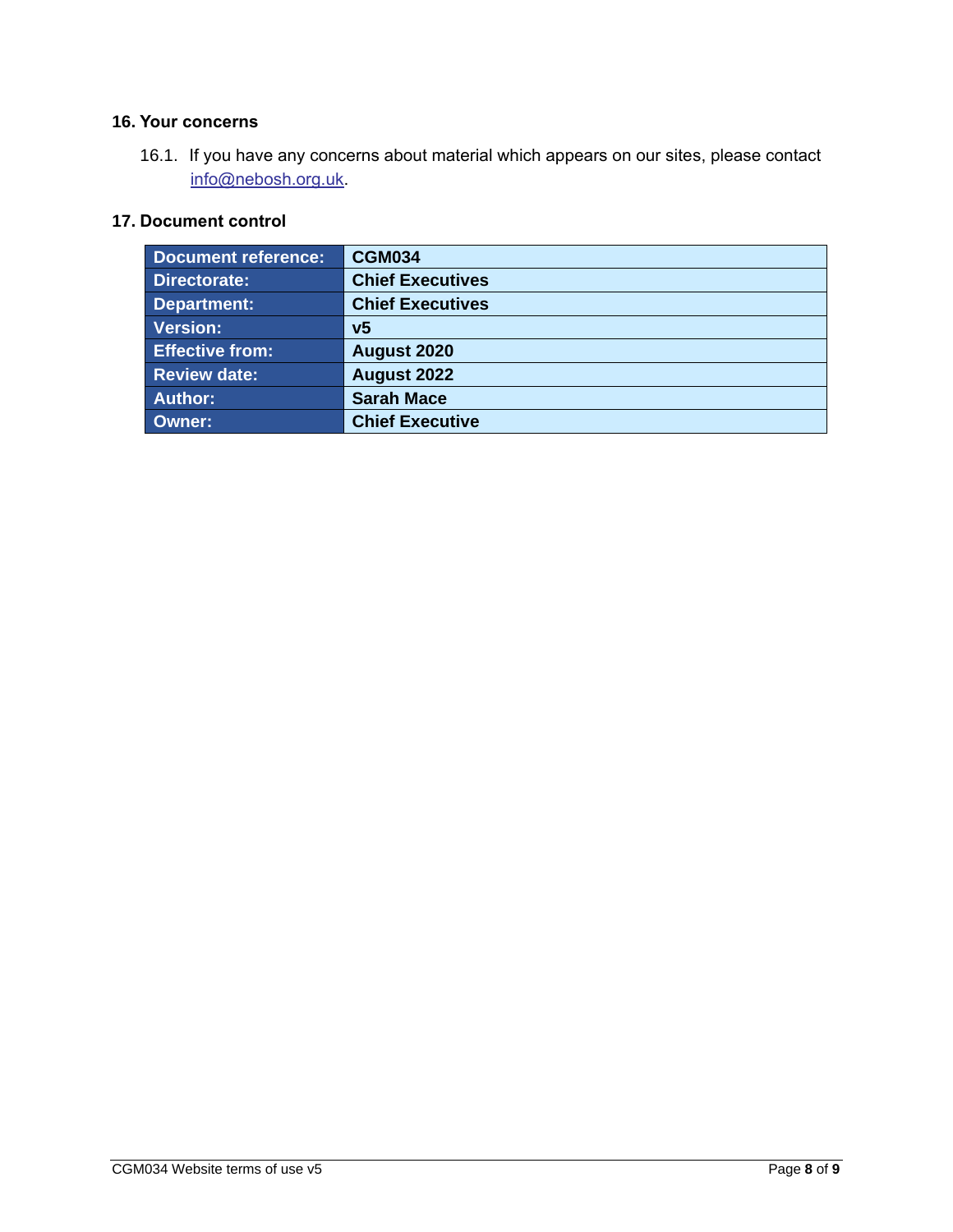## 16. Your concerns

16.1. If you have any concerns about material which appears on our sites, please contact info@nebosh.org.uk.

## 17. Document control

| | |
|---|---|
| **Document reference:** | **CGM034** |
| **Directorate:** | **Chief Executives** |
| **Department:** | **Chief Executives** |
| **Version:** | **v5** |
| **Effective from:** | **August 2020** |
| **Review date:** | **August 2022** |
| **Author:** | **Sarah Mace** |
| **Owner:** | **Chief Executive** |